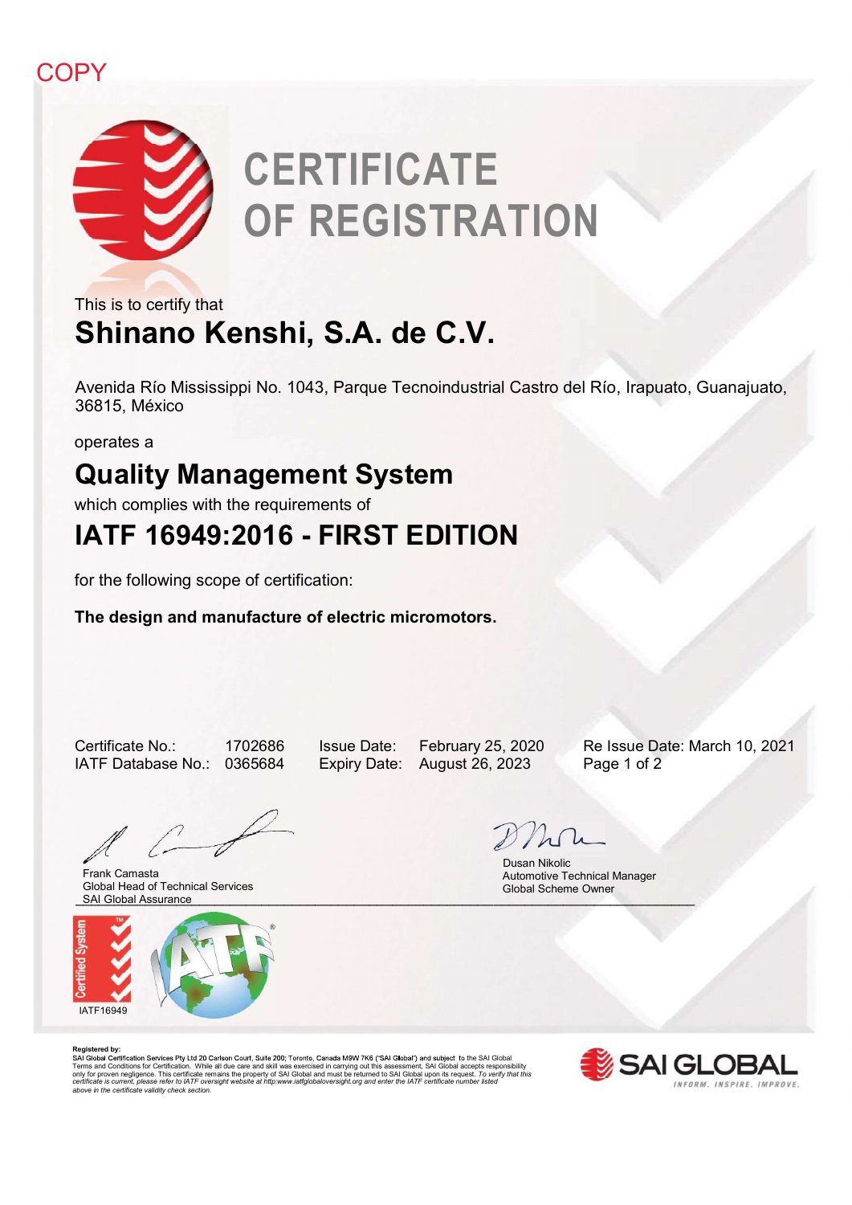COPY

# CERTIFICATE OF REGISTRATION

This is to certify that

## Shinano Kenshi, S.A. de C.V.

Avenida Río Mississippi No. 1043, Parque Tecnoindustrial Castro del Río, Irapuato, Guanajuato, 36815, México

operates a

## Quality Management System

which complies with the requirements of

## IATF 16949:2016 - FIRST EDITION

for the following scope of certification:

**The design and manufacture of electric micromotors.**

Certificate No.: 1702686
IATF Database No.: 0365684

Issue Date: February 25, 2020
Expiry Date: August 26, 2023

Re Issue Date: March 10, 2021
Page 1 of 2

Frank Camasta
Global Head of Technical Services
SAI Global Assurance

Dusan Nikolic
Automotive Technical Manager
Global Scheme Owner

Certified System
IATF16949

Registered by:
SAI Global Certification Services Pty Ltd 20 Carlson Court, Suite 200; Toronto, Canada M9W 7K6 ("SAI Global") and subject to the SAI Global Terms and Conditions for Certification. While all due care and skill was exercised in carrying out this assessment, SAI Global accepts responsibility only for proven negligence. This certificate remains the property of SAI Global and must be returned to SAI Global upon its request. *To verify that this certificate is current, please refer to IATF oversight website at http:www.iatfglobaloversight.org and enter the IATF certificate number listed above in the certificate validity check section.*

SAI GLOBAL
INFORM. INSPIRE. IMPROVE.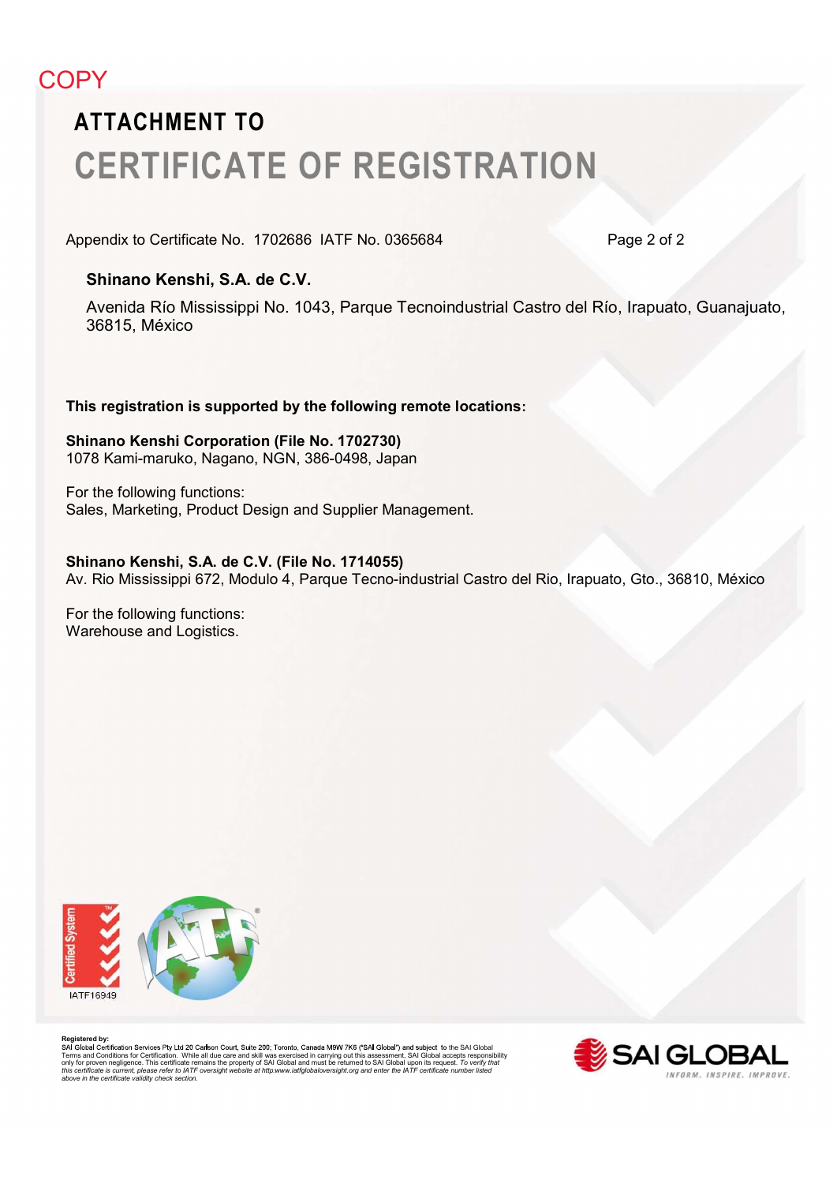COPY

# ATTACHMENT TO

# CERTIFICATE OF REGISTRATION

Appendix to Certificate No. 1702686 IATF No. 0365684

**Shinano Kenshi, S.A. de C.V.**

Avenida Río Mississippi No. 1043, Parque Tecnoindustrial Castro del Río, Irapuato, Guanajuato, 36815, México

**This registration is supported by the following remote locations:**

**Shinano Kenshi Corporation (File No. 1702730)**
1078 Kami-maruko, Nagano, NGN, 386-0498, Japan

For the following functions:
Sales, Marketing, Product Design and Supplier Management.

**Shinano Kenshi, S.A. de C.V. (File No. 1714055)**
Av. Rio Mississippi 672, Modulo 4, Parque Tecno-industrial Castro del Rio, Irapuato, Gto., 36810, México

For the following functions:
Warehouse and Logistics.

Certified System
IATF16949

**Registered by:**
SAI Global Certification Services Pty Ltd 20 Carlson Court, Suite 200; Toronto, Canada M9W 7K6 ("SAI Global") and subject to the SAI Global Terms and Conditions for Certification. While all due care and skill was exercised in carrying out this assessment, SAI Global accepts responsibility only for proven negligence. This certificate remains the property of SAI Global and must be returned to SAI Global upon its request. *To verify that this certificate is current, please refer to IATF oversight website at http:www.iatfglobaloversight.org and enter the IATF certificate number listed above in the certificate validity check section.*

SAI GLOBAL
INFORM. INSPIRE. IMPROVE.